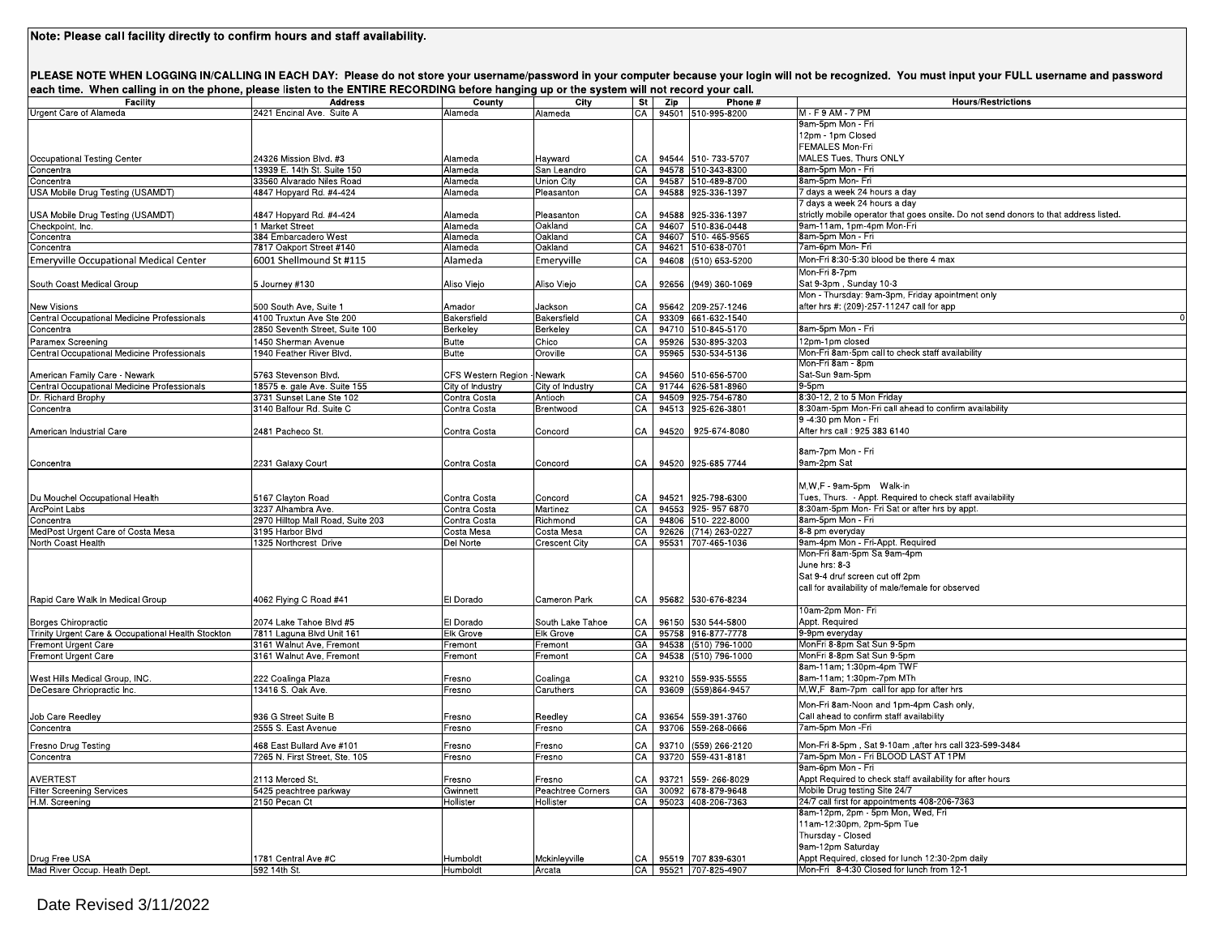**Note: Please call facility directly to confirm hours and staff availability.**

**PLEASE NOTE WHEN LOGGING IN/CALLING IN EACH DAY: Please do not store your username/password in your computer because your login will not be recognized. You must input your FULL username and password each time. When calling in on the phone, please listen to the ENTIRE RECORDING before hanging up or the system will not record your call.**

| Facility | Address | County | City | St | Zip | Phone # | Hours/Restrictions |
|---|---|---|---|---|---|---|---|
| Urgent Care of Alameda | 2421 Encinal Ave. Suite A | Alameda | Alameda | CA | 94501 | 510-995-8200 | M - F 9 AM - 7 PM |
| Occupational Testing Center | 24326 Mission Blvd. #3 | Alameda | Hayward | CA | 94544 | 510- 733-5707 | 9am-5pm Mon - Fri<br>12pm - 1pm Closed<br>FEMALES Mon-Fri<br>MALES Tues, Thurs ONLY |
| Concentra | 13939 E. 14th St. Suite 150 | Alameda | San Leandro | CA | 94578 | 510-343-8300 | 8am-5pm Mon - Fri |
| Concentra | 33560 Alvarado Niles Road | Alameda | Union City | CA | 94587 | 510-489-8700 | 8am-5pm Mon- Fri |
| USA Mobile Drug Testing (USAMDT) | 4847 Hopyard Rd. #4-424 | Alameda | Pleasanton | CA | 94588 | 925-336-1397 | 7 days a week 24 hours a day |
| USA Mobile Drug Testing (USAMDT) | 4847 Hopyard Rd. #4-424 | Alameda | Pleasanton | CA | 94588 | 925-336-1397 | 7 days a week 24 hours a day<br>strictly mobile operator that goes onsite. Do not send donors to that address listed. |
| Checkpoint, Inc. | 1 Market Street | Alameda | Oakland | CA | 94607 | 510-836-0448 | 9am-11am, 1pm-4pm Mon-Fri |
| Concentra | 384 Embarcadero West | Alameda | Oakland | CA | 94607 | 510- 465-9565 | 8am-5pm Mon - Fri |
| Concentra | 7817 Oakport Street #140 | Alameda | Oakland | CA | 94621 | 510-638-0701 | 7am-6pm Mon- Fri |
| Emeryville Occupational Medical Center | 6001 Shellmound St #115 | Alameda | Emeryville | CA | 94608 | (510) 653-5200 | Mon-Fri 8:30-5:30 blood be there 4 max |
| South Coast Medical Group | 5 Journey #130 | Aliso Viejo | Aliso Viejo | CA | 92656 | (949) 360-1069 | Mon-Fri 8-7pm<br>Sat 9-3pm , Sunday 10-3 |
| New Visions | 500 South Ave, Suite 1 | Amador | Jackson | CA | 95642 | 209-257-1246 | Mon - Thursday: 9am-3pm, Friday apointment only<br>after hrs #: (209)-257-11247 call for app |
| Central Occupational Medicine Professionals | 4100 Truxtun Ave Ste 200 | Bakersfield | Bakersfield | CA | 93309 | 661-632-1540 | 0 |
| Concentra | 2850 Seventh Street, Suite 100 | Berkeley | Berkeley | CA | 94710 | 510-845-5170 | 8am-5pm Mon - Fri |
| Paramex Screening | 1450 Sherman Avenue | Butte | Chico | CA | 95926 | 530-895-3203 | 12pm-1pm closed |
| Central Occupational Medicine Professionals | 1940 Feather River Blvd. | Butte | Oroville | CA | 95965 | 530-534-5136 | Mon-Fri 8am-5pm call to check staff availability |
| American Family Care - Newark | 5763 Stevenson Blvd. | CFS Western Region - | Newark | CA | 94560 | 510-656-5700 | Mon-Fri 8am - 8pm<br>Sat-Sun 9am-5pm |
| Central Occupational Medicine Professionals | 18575 e. gale Ave. Suite 155 | City of Industry | City of Industry | CA | 91744 | 626-581-8960 | 9-5pm |
| Dr. Richard Brophy | 3731 Sunset Lane Ste 102 | Contra Costa | Antioch | CA | 94509 | 925-754-6780 | 8:30-12, 2 to 5 Mon Friday |
| Concentra | 3140 Balfour Rd. Suite C | Contra Costa | Brentwood | CA | 94513 | 925-626-3801 | 8:30am-5pm Mon-Fri call ahead to confirm availability |
| American Industrial Care | 2481 Pacheco St. | Contra Costa | Concord | CA | 94520 | 925-674-8080 | 9 -4:30 pm Mon - Fri<br>After hrs call : 925 383 6140 |
| Concentra | 2231 Galaxy Court | Contra Costa | Concord | CA | 94520 | 925-685 7744 | 8am-7pm Mon - Fri<br>9am-2pm Sat |
| Du Mouchel Occupational Health | 5167 Clayton Road | Contra Costa | Concord | CA | 94521 | 925-798-6300 | M,W,F - 9am-5pm Walk-in<br>Tues, Thurs. - Appt. Required to check staff availability |
| ArcPoint Labs | 3237 Alhambra Ave. | Contra Costa | Martinez | CA | 94553 | 925- 957 6870 | 8:30am-5pm Mon- Fri Sat or after hrs by appt. |
| Concentra | 2970 Hilltop Mall Road, Suite 203 | Contra Costa | Richmond | CA | 94806 | 510- 222-8000 | 8am-5pm Mon - Fri |
| MedPost Urgent Care of Costa Mesa | 3195 Harbor Blvd | Costa Mesa | Costa Mesa | CA | 92626 | (714) 263-0227 | 8-8 pm everyday |
| North Coast Health | 1325 Northcrest Drive | Del Norte | Crescent City | CA | 95531 | 707-465-1036 | 9am-4pm Mon - Fri-Appt. Required |
| Rapid Care Walk In Medical Group | 4062 Flying C Road #41 | El Dorado | Cameron Park | CA | 95682 | 530-676-8234 | Mon-Fri 8am-5pm Sa 9am-4pm<br>June hrs: 8-3<br>Sat 9-4 druf screen cut off 2pm<br>call for availability of male/female for observed |
| Borges Chiropractic | 2074 Lake Tahoe Blvd #5 | El Dorado | South Lake Tahoe | CA | 96150 | 530 544-5800 | 10am-2pm Mon- Fri<br>Appt. Required |
| Trinity Urgent Care & Occupational Health Stockton | 7811 Laguna Blvd Unit 161 | Elk Grove | Elk Grove | CA | 95758 | 916-877-7778 | 9-9pm everyday |
| Fremont Urgent Care | 3161 Walnut Ave, Fremont | Fremont | Fremont | GA | 94538 | (510) 796-1000 | MonFri 8-8pm Sat Sun 9-5pm |
| Fremont Urgent Care | 3161 Walnut Ave, Fremont | Fremont | Fremont | CA | 94538 | (510) 796-1000 | MonFri 8-8pm Sat Sun 9-5pm |
| West Hills Medical Group, INC. | 222 Coalinga Plaza | Fresno | Coalinga | CA | 93210 | 559-935-5555 | 8am-11am; 1:30pm-4pm TWF<br>8am-11am; 1:30pm-7pm MTh |
| DeCesare Chriopractic Inc. | 13416 S. Oak Ave. | Fresno | Caruthers | CA | 93609 | (559)864-9457 | M,W,F 8am-7pm call for app for after hrs |
| Job Care Reedley | 936 G Street Suite B | Fresno | Reedley | CA | 93654 | 559-391-3760 | Mon-Fri 8am-Noon and 1pm-4pm Cash only,<br>Call ahead to confirm staff availability |
| Concentra | 2555 S. East Avenue | Fresno | Fresno | CA | 93706 | 559-268-0666 | 7am-5pm Mon -Fri |
| Fresno Drug Testing | 468 East Bullard Ave #101 | Fresno | Fresno | CA | 93710 | (559) 266-2120 | Mon-Fri 8-5pm , Sat 9-10am ,after hrs call 323-599-3484 |
| Concentra | 7265 N. First Street, Ste. 105 | Fresno | Fresno | CA | 93720 | 559-431-8181 | 7am-5pm Mon - Fri BLOOD LAST AT 1PM |
| AVERTEST | 2113 Merced St. | Fresno | Fresno | CA | 93721 | 559- 266-8029 | 9am-6pm Mon - Fri<br>Appt Required to check staff availability for after hours |
| Filter Screening Services | 5425 peachtree parkway | Gwinnett | Peachtree Corners | GA | 30092 | 678-879-9648 | Mobile Drug testing Site 24/7 |
| H.M. Screening | 2150 Pecan Ct | Hollister | Hollister | CA | 95023 | 408-206-7363 | 24/7 call first for appointments 408-206-7363 |
| Drug Free USA | 1781 Central Ave #C | Humboldt | Mckinleyville | CA | 95519 | 707 839-6301 | 8am-12pm, 2pm - 5pm Mon, Wed, Fri<br>11am-12:30pm, 2pm-5pm Tue<br>Thursday - Closed<br>9am-12pm Saturday<br>Appt Required, closed for lunch 12:30-2pm daily |
| Mad River Occup. Heath Dept. | 592 14th St. | Humboldt | Arcata | CA | 95521 | 707-825-4907 | Mon-Fri 8-4:30 Closed for lunch from 12-1 |

Date Revised 3/11/2022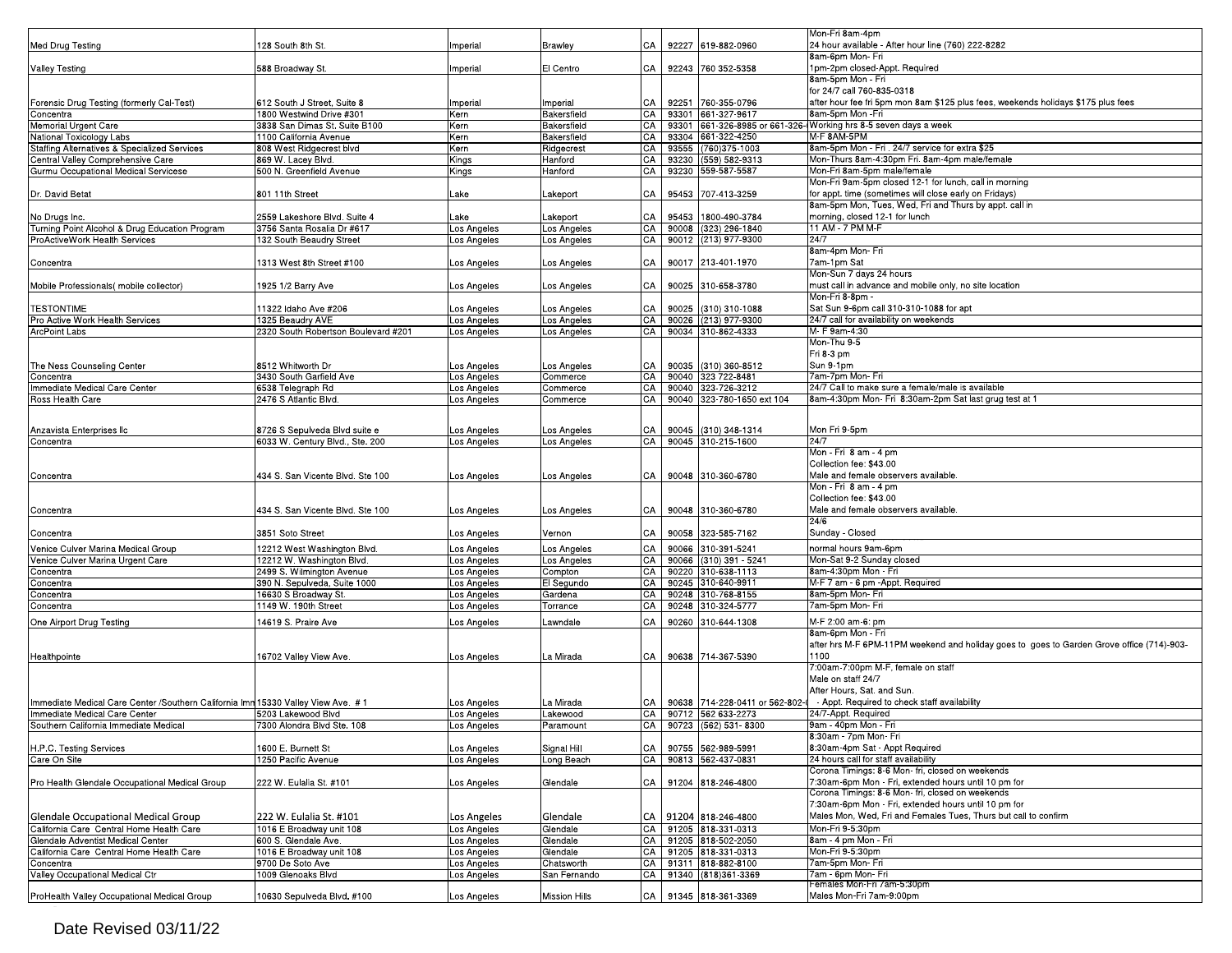| | | | | | | | |
|---|---|---|---|---|---|---|---|
| Med Drug Testing | 128 South 8th St. | Imperial | Brawley | CA | 92227 | 619-882-0960 | Mon-Fri 8am-4pm<br>24 hour available - After hour line (760) 222-8282 |
| Valley Testing | 588 Broadway St. | Imperial | El Centro | CA | 92243 | 760 352-5358 | 8am-6pm Mon- Fri<br>1pm-2pm closed-Appt. Required |
| Forensic Drug Testing (formerly Cal-Test) | 612 South J Street, Suite 8 | Imperial | Imperial | CA | 92251 | 760-355-0796 | 8am-5pm Mon - Fri<br>for 24/7 call 760-835-0318<br>after hour fee fri 5pm mon 8am $125 plus fees, weekends holidays $175 plus fees |
| Concentra | 1800 Westwind Drive #301 | Kern | Bakersfield | CA | 93301 | 661-327-9617 | 8am-5pm Mon -Fri |
| Memorial Urgent Care | 3838 San Dimas St. Suite B100 | Kern | Bakersfield | CA | 93301 | 661-326-8985 or 661-326- | Working hrs 8-5 seven days a week |
| National Toxicology Labs | 1100 California Avenue | Kern | Bakersfield | CA | 93304 | 661-322-4250 | M-F 8AM-5PM |
| Staffing Alternatives & Specialized Services | 808 West Ridgecrest blvd | Kern | Ridgecrest | CA | 93555 | (760)375-1003 | 8am-5pm Mon - Fri . 24/7 service for extra $25 |
| Central Valley Comprehensive Care | 869 W. Lacey Blvd. | Kings | Hanford | CA | 93230 | (559) 582-9313 | Mon-Thurs 8am-4:30pm Fri. 8am-4pm male/female |
| Gurmu Occupational Medical Servicese | 500 N. Greenfield Avenue | Kings | Hanford | CA | 93230 | 559-587-5587 | Mon-Fri 8am-5pm male/female |
| Dr. David Betat | 801 11th Street | Lake | Lakeport | CA | 95453 | 707-413-3259 | Mon-Fri 9am-5pm closed 12-1 for lunch, call in morning<br>for appt. time (sometimes will close early on Fridays) |
| No Drugs Inc. | 2559 Lakeshore Blvd. Suite 4 | Lake | Lakeport | CA | 95453 | 1800-490-3784 | 8am-5pm Mon, Tues, Wed, Fri and Thurs by appt. call in<br>morning, closed 12-1 for lunch |
| Turning Point Alcohol & Drug Education Program | 3756 Santa Rosalia Dr #617 | Los Angeles | Los Angeles | CA | 90008 | (323) 296-1840 | 11 AM - 7 PM M-F |
| ProActiveWork Health Services | 132 South Beaudry Street | Los Angeles | Los Angeles | CA | 90012 | (213) 977-9300 | 24/7 |
| Concentra | 1313 West 8th Street #100 | Los Angeles | Los Angeles | CA | 90017 | 213-401-1970 | 8am-4pm Mon- Fri<br>7am-1pm Sat |
| Mobile Professionals( mobile collector) | 1925 1/2 Barry Ave | Los Angeles | Los Angeles | CA | 90025 | 310-658-3780 | Mon-Sun 7 days 24 hours<br>must call in advance and mobile only, no site location |
| TESTONTIME | 11322 Idaho Ave #206 | Los Angeles | Los Angeles | CA | 90025 | (310) 310-1088 | Mon-Fri 8-8pm -<br>Sat Sun 9-6pm call 310-310-1088 for apt |
| Pro Active Work Health Services | 1325 Beaudry AVE | Los Angeles | Los Angeles | CA | 90026 | (213) 977-9300 | 24/7 call for availability on weekends |
| ArcPoint Labs | 2320 South Robertson Boulevard #201 | Los Angeles | Los Angeles | CA | 90034 | 310-862-4333 | M- F 9am-4:30 |
| The Ness Counseling Center | 8512 Whitworth Dr | Los Angeles | Los Angeles | CA | 90035 | (310) 360-8512 | Mon-Thu 9-5<br>Fri 8-3 pm<br>Sun 9-1pm |
| Concentra | 3430 South Garfield Ave | Los Angeles | Commerce | CA | 90040 | 323 722-8481 | 7am-7pm Mon- Fri |
| Immediate Medical Care Center | 6538 Telegraph Rd | Los Angeles | Commerce | CA | 90040 | 323-726-3212 | 24/7 Call to make sure a female/male is available |
| Ross Health Care | 2476 S Atlantic Blvd. | Los Angeles | Commerce | CA | 90040 | 323-780-1650 ext 104 | 8am-4:30pm Mon- Fri 8:30am-2pm Sat last grug test at 1 |
| Anzavista Enterprises llc | 8726 S Sepulveda Blvd suite e | Los Angeles | Los Angeles | CA | 90045 | (310) 348-1314 | Mon Fri 9-5pm |
| Concentra | 6033 W. Century Blvd., Ste. 200 | Los Angeles | Los Angeles | CA | 90045 | 310-215-1600 | 24/7 |
| Concentra | 434 S. San Vicente Blvd. Ste 100 | Los Angeles | Los Angeles | CA | 90048 | 310-360-6780 | Mon - Fri 8 am - 4 pm<br>Collection fee: $43.00<br>Male and female observers available. |
| Concentra | 434 S. San Vicente Blvd. Ste 100 | Los Angeles | Los Angeles | CA | 90048 | 310-360-6780 | Mon - Fri 8 am - 4 pm<br>Collection fee: $43.00<br>Male and female observers available. |
| Concentra | 3851 Soto Street | Los Angeles | Vernon | CA | 90058 | 323-585-7162 | 24/6<br>Sunday - Closed |
| Venice Culver Marina Medical Group | 12212 West Washington Blvd. | Los Angeles | Los Angeles | CA | 90066 | 310-391-5241 | normal hours 9am-6pm |
| Venice Culver Marina Urgent Care | 12212 W. Washington Blvd. | Los Angeles | Los Angeles | CA | 90066 | (310) 391 - 5241 | Mon-Sat 9-2 Sunday closed |
| Concentra | 2499 S. Wilmington Avenue | Los Angeles | Compton | CA | 90220 | 310-638-1113 | 8am-4:30pm Mon - Fri |
| Concentra | 390 N. Sepulveda, Suite 1000 | Los Angeles | El Segundo | CA | 90245 | 310-640-9911 | M-F 7 am - 6 pm -Appt. Required |
| Concentra | 16630 S Broadway St. | Los Angeles | Gardena | CA | 90248 | 310-768-8155 | 8am-5pm Mon- Fri |
| Concentra | 1149 W. 190th Street | Los Angeles | Torrance | CA | 90248 | 310-324-5777 | 7am-5pm Mon- Fri |
| One Airport Drug Testing | 14619 S. Praire Ave | Los Angeles | Lawndale | CA | 90260 | 310-644-1308 | M-F 2:00 am-6: pm |
| Healthpointe | 16702 Valley View Ave. | Los Angeles | La Mirada | CA | 90638 | 714-367-5390 | 8am-6pm Mon - Fri<br>after hrs M-F 6PM-11PM weekend and holiday goes to goes to Garden Grove office (714)-903-1100 |
| Immediate Medical Care Center /Southern California Imn | 15330 Valley View Ave. # 1 | Los Angeles | La Mirada | CA | 90638 | 714-228-0411 or 562-802- | 7:00am-7:00pm M-F, female on staff<br>Male on staff 24/7<br>After Hours, Sat. and Sun.<br>- Appt. Required to check staff availability |
| Immediate Medical Care Center | 5203 Lakewood Blvd | Los Angeles | Lakewood | CA | 90712 | 562 633-2273 | 24/7-Appt. Required |
| Southern California Immediate Medical | 7300 Alondra Blvd Ste. 108 | Los Angeles | Paramount | CA | 90723 | (562) 531- 8300 | 9am - 40pm Mon - Fri |
| H.P.C. Testing Services | 1600 E. Burnett St | Los Angeles | Signal Hill | CA | 90755 | 562-989-5991 | 8:30am - 7pm Mon- Fri<br>8:30am-4pm Sat - Appt Required |
| Care On Site | 1250 Pacific Avenue | Los Angeles | Long Beach | CA | 90813 | 562-437-0831 | 24 hours call for staff availability |
| Pro Health Glendale Occupational Medical Group | 222 W. Eulalia St. #101 | Los Angeles | Glendale | CA | 91204 | 818-246-4800 | Corona Timings: 8-6 Mon- fri, closed on weekends<br>7:30am-6pm Mon - Fri, extended hours until 10 pm for |
| Glendale Occupational Medical Group | 222 W. Eulalia St. #101 | Los Angeles | Glendale | CA | 91204 | 818-246-4800 | Corona Timings: 8-6 Mon- fri, closed on weekends<br>7:30am-6pm Mon - Fri, extended hours until 10 pm for<br>Males Mon, Wed, Fri and Females Tues, Thurs but call to confirm |
| California Care Central Home Health Care | 1016 E Broadway unit 108 | Los Angeles | Glendale | CA | 91205 | 818-331-0313 | Mon-Fri 9-5:30pm |
| Glendale Adventist Medical Center | 600 S. Glendale Ave. | Los Angeles | Glendale | CA | 91205 | 818-502-2050 | 8am - 4 pm Mon - Fri |
| California Care Central Home Health Care | 1016 E Broadway unit 108 | Los Angeles | Glendale | CA | 91205 | 818-331-0313 | Mon-Fri 9-5:30pm |
| Concentra | 9700 De Soto Ave | Los Angeles | Chatsworth | CA | 91311 | 818-882-8100 | 7am-5pm Mon- Fri |
| Valley Occupational Medical Ctr | 1009 Glenoaks Blvd | Los Angeles | San Fernando | CA | 91340 | (818)361-3369 | 7am - 6pm Mon- Fri |
| ProHealth Valley Occupational Medical Group | 10630 Sepulveda Blvd. #100 | Los Angeles | Mission Hills | CA | 91345 | 818-361-3369 | Females Mon-Fri 7am-5:30pm<br>Males Mon-Fri 7am-9:00pm |

Date Revised 03/11/22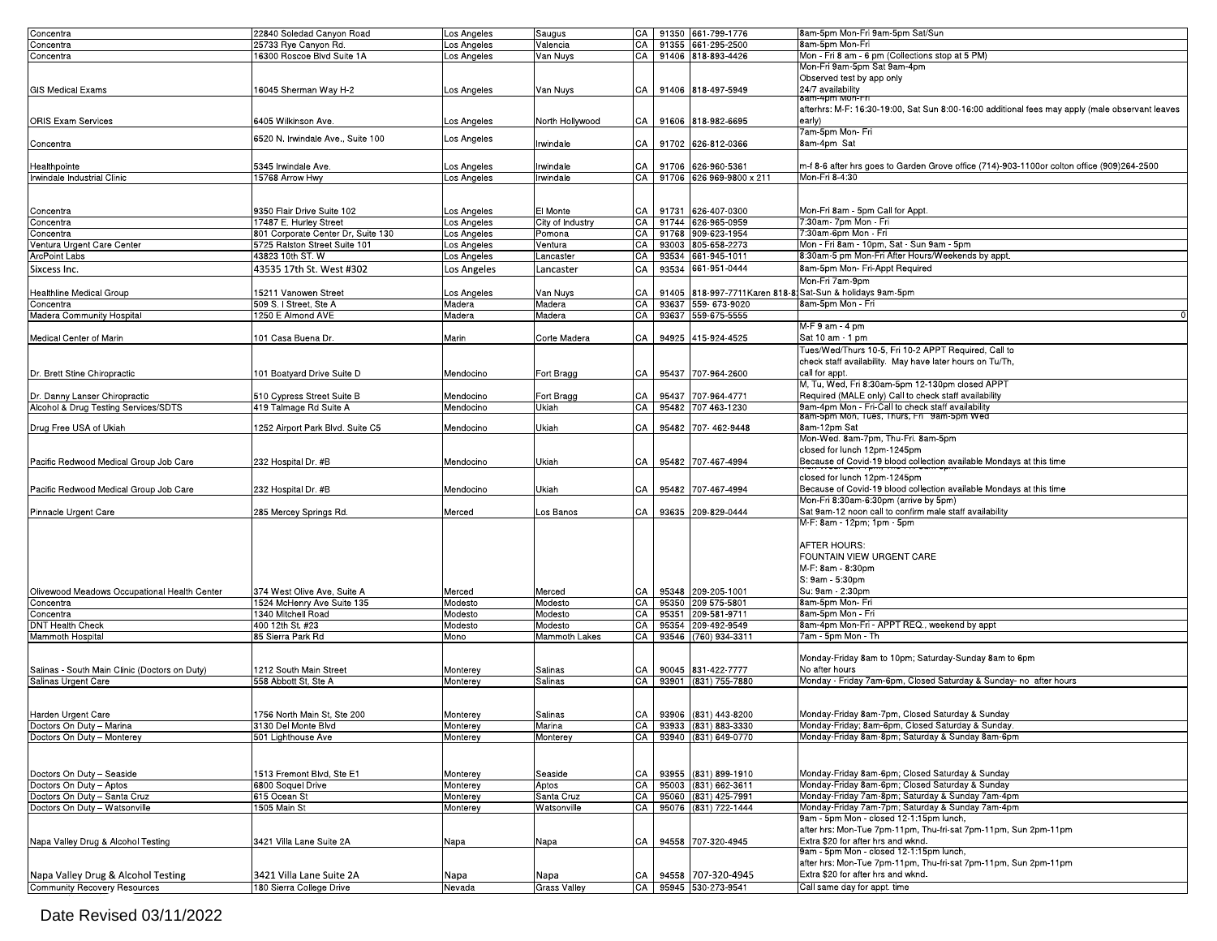| | | | | | | | |
|---|---|---|---|---|---|---|---|
| Concentra | 22840 Soledad Canyon Road | Los Angeles | Saugus | CA | 91350 | 661-799-1776 | 8am-5pm Mon-Fri 9am-5pm Sat/Sun |
| Concentra | 25733 Rye Canyon Rd. | Los Angeles | Valencia | CA | 91355 | 661-295-2500 | 8am-5pm Mon-Fri |
| Concentra | 16300 Roscoe Blvd Suite 1A | Los Angeles | Van Nuys | CA | 91406 | 818-893-4426 | Mon - Fri 8 am - 6 pm (Collections stop at 5 PM) |
| GIS Medical Exams | 16045 Sherman Way H-2 | Los Angeles | Van Nuys | CA | 91406 | 818-497-5949 | Mon-Fri 9am-5pm Sat 9am-4pm Observed test by app only 24/7 availability |
| ORIS Exam Services | 6405 Wilkinson Ave. | Los Angeles | North Hollywood | CA | 91606 | 818-982-6695 | 8am-4pm Mon-Fri afterhrs: M-F: 16:30-19:00, Sat Sun 8:00-16:00 additional fees may apply (male observant leaves early) |
| Concentra | 6520 N. Irwindale Ave., Suite 100 | Los Angeles | Irwindale | CA | 91702 | 626-812-0366 | 7am-5pm Mon- Fri 8am-4pm Sat |
| Healthpointe | 5345 Irwindale Ave. | Los Angeles | Irwindale | CA | 91706 | 626-960-5361 | m-f 8-6 after hrs goes to Garden Grove office (714)-903-1100or colton office (909)264-2500 |
| Irwindale Industrial Clinic | 15768 Arrow Hwy | Los Angeles | Irwindale | CA | 91706 | 626 969-9800 x 211 | Mon-Fri 8-4:30 |
| Concentra | 9350 Flair Drive Suite 102 | Los Angeles | El Monte | CA | 91731 | 626-407-0300 | Mon-Fri 8am - 5pm Call for Appt. |
| Concentra | 17487 E. Hurley Street | Los Angeles | City of Industry | CA | 91744 | 626-965-0959 | 7:30am- 7pm Mon - Fri |
| Concentra | 801 Corporate Center Dr, Suite 130 | Los Angeles | Pomona | CA | 91768 | 909-623-1954 | 7:30am-6pm Mon - Fri |
| Ventura Urgent Care Center | 5725 Ralston Street Suite 101 | Los Angeles | Ventura | CA | 93003 | 805-658-2273 | Mon - Fri 8am - 10pm, Sat - Sun 9am - 5pm |
| ArcPoint Labs | 43823 10th ST. W | Los Angeles | Lancaster | CA | 93534 | 661-945-1011 | 8:30am-5 pm Mon-Fri After Hours/Weekends by appt. |
| Sixcess Inc. | 43535 17th St. West #302 | Los Angeles | Lancaster | CA | 93534 | 661-951-0444 | 8am-5pm Mon- Fri-Appt Required |
| Healthline Medical Group | 15211 Vanowen Street | Los Angeles | Van Nuys | CA | 91405 | 818-997-7711Karen 818-8 | Mon-Fri 7am-9pm Sat-Sun & holidays 9am-5pm |
| Concentra | 509 S. I Street, Ste A | Madera | Madera | CA | 93637 | 559- 673-9020 | 8am-5pm Mon - Fri |
| Madera Community Hospital | 1250 E Almond AVE | Madera | Madera | CA | 93637 | 559-675-5555 | 0 |
| Medical Center of Marin | 101 Casa Buena Dr. | Marin | Corte Madera | CA | 94925 | 415-924-4525 | M-F 9 am - 4 pm Sat 10 am - 1 pm |
| Dr. Brett Stine Chiropractic | 101 Boatyard Drive Suite D | Mendocino | Fort Bragg | CA | 95437 | 707-964-2600 | Tues/Wed/Thurs 10-5, Fri 10-2 APPT Required. Call to check staff availability. May have later hours on Tu/Th, call for appt. |
| Dr. Danny Lanser Chiropractic | 510 Cypress Street Suite B | Mendocino | Fort Bragg | CA | 95437 | 707-964-4771 | M, Tu, Wed, Fri 8:30am-5pm 12-130pm closed APPT Required (MALE only) Call to check staff availability |
| Alcohol & Drug Testing Services/SDTS | 419 Talmage Rd Suite A | Mendocino | Ukiah | CA | 95482 | 707 463-1230 | 9am-4pm Mon - Fri-Call to check staff availability |
| Drug Free USA of Ukiah | 1252 Airport Park Blvd. Suite C5 | Mendocino | Ukiah | CA | 95482 | 707- 462-9448 | 8am-5pm Mon, Tues, Thurs, Fri 9am-5pm Wed 8am-12pm Sat |
| Pacific Redwood Medical Group Job Care | 232 Hospital Dr. #B | Mendocino | Ukiah | CA | 95482 | 707-467-4994 | Mon-Wed. 8am-7pm, Thu-Fri. 8am-5pm closed for lunch 12pm-1245pm Because of Covid-19 blood collection available Mondays at this time |
| Pacific Redwood Medical Group Job Care | 232 Hospital Dr. #B | Mendocino | Ukiah | CA | 95482 | 707-467-4994 | Mon-Wed. 8am-7pm, Thu-Fri. 8am-5pm closed for lunch 12pm-1245pm Because of Covid-19 blood collection available Mondays at this time |
| Pinnacle Urgent Care | 285 Mercey Springs Rd. | Merced | Los Banos | CA | 93635 | 209-829-0444 | Mon-Fri 8:30am-6:30pm (arrive by 5pm) Sat 9am-12 noon call to confirm male staff availability |
| Olivewood Meadows Occupational Health Center | 374 West Olive Ave, Suite A | Merced | Merced | CA | 95348 | 209-205-1001 | M-F: 8am - 12pm; 1pm - 5pm AFTER HOURS: FOUNTAIN VIEW URGENT CARE M-F: 8am - 8:30pm S: 9am - 5:30pm Su: 9am - 2:30pm |
| Concentra | 1524 McHenry Ave Suite 135 | Modesto | Modesto | CA | 95350 | 209 575-5801 | 8am-5pm Mon- Fri |
| Concentra | 1340 Mitchell Road | Modesto | Modesto | CA | 95351 | 209-581-9711 | 8am-5pm Mon - Fri |
| DNT Health Check | 400 12th St. #23 | Modesto | Modesto | CA | 95354 | 209-492-9549 | 8am-4pm Mon-Fri - APPT REQ., weekend by appt |
| Mammoth Hospital | 85 Sierra Park Rd | Mono | Mammoth Lakes | CA | 93546 | (760) 934-3311 | 7am - 5pm Mon - Th |
| Salinas - South Main Clinic (Doctors on Duty) | 1212 South Main Street | Monterey | Salinas | CA | 90045 | 831-422-7777 | Monday-Friday 8am to 10pm; Saturday-Sunday 8am to 6pm No after hours |
| Salinas Urgent Care | 558 Abbott St, Ste A | Monterey | Salinas | CA | 93901 | (831) 755-7880 | Monday - Friday 7am-6pm, Closed Saturday & Sunday- no after hours |
| Harden Urgent Care | 1756 North Main St, Ste 200 | Monterey | Salinas | CA | 93906 | (831) 443-8200 | Monday-Friday 8am-7pm, Closed Saturday & Sunday |
| Doctors On Duty – Marina | 3130 Del Monte Blvd | Monterey | Marina | CA | 93933 | (831) 883-3330 | Monday-Friday: 8am-6pm, Closed Saturday & Sunday. |
| Doctors On Duty – Monterey | 501 Lighthouse Ave | Monterey | Monterey | CA | 93940 | (831) 649-0770 | Monday-Friday 8am-8pm; Saturday & Sunday 8am-6pm |
| Doctors On Duty – Seaside | 1513 Fremont Blvd, Ste E1 | Monterey | Seaside | CA | 93955 | (831) 899-1910 | Monday-Friday 8am-6pm; Closed Saturday & Sunday |
| Doctors On Duty – Aptos | 6800 Soquel Drive | Monterey | Aptos | CA | 95003 | (831) 662-3611 | Monday-Friday 8am-6pm; Closed Saturday & Sunday |
| Doctors On Duty – Santa Cruz | 615 Ocean St | Monterey | Santa Cruz | CA | 95060 | (831) 425-7991 | Monday-Friday 7am-8pm; Saturday & Sunday 7am-4pm |
| Doctors On Duty – Watsonville | 1505 Main St | Monterey | Watsonville | CA | 95076 | (831) 722-1444 | Monday-Friday 7am-7pm; Saturday & Sunday 7am-4pm |
| Napa Valley Drug & Alcohol Testing | 3421 Villa Lane Suite 2A | Napa | Napa | CA | 94558 | 707-320-4945 | 9am - 5pm Mon - closed 12-1:15pm lunch, after hrs: Mon-Tue 7pm-11pm, Thu-fri-sat 7pm-11pm, Sun 2pm-11pm Extra $20 for after hrs and wknd. |
| Napa Valley Drug & Alcohol Testing | 3421 Villa Lane Suite 2A | Napa | Napa | CA | 94558 | 707-320-4945 | 9am - 5pm Mon - closed 12-1:15pm lunch, after hrs: Mon-Tue 7pm-11pm, Thu-fri-sat 7pm-11pm, Sun 2pm-11pm Extra $20 for after hrs and wknd. |
| Community Recovery Resources | 180 Sierra College Drive | Nevada | Grass Valley | CA | 95945 | 530-273-9541 | Call same day for appt. time |

Date Revised 03/11/2022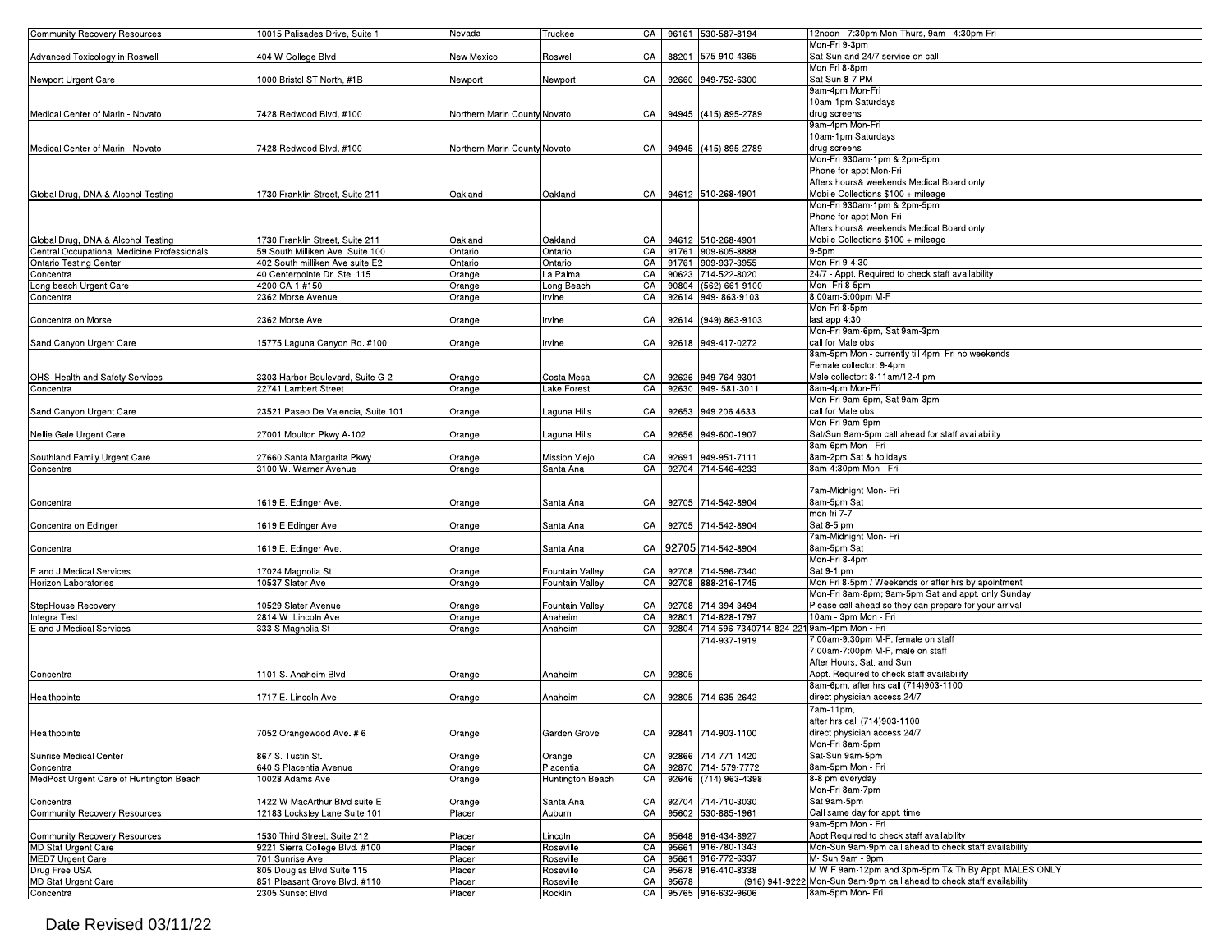| | | | | | | | |
|---|---|---|---|---|---|---|---|
| Community Recovery Resources | 10015 Palisades Drive, Suite 1 | Nevada | Truckee | CA | 96161 | 530-587-8194 | 12noon - 7:30pm Mon-Thurs, 9am - 4:30pm Fri |
| Advanced Toxicology in Roswell | 404 W College Blvd | New Mexico | Roswell | CA | 88201 | 575-910-4365 | Mon-Fri 9-3pm Sat-Sun and 24/7 service on call |
| Newport Urgent Care | 1000 Bristol ST North, #1B | Newport | Newport | CA | 92660 | 949-752-6300 | Mon Fri 8-8pm Sat Sun 8-7 PM |
| Medical Center of Marin - Novato | 7428 Redwood Blvd, #100 | Northern Marin County | Novato | CA | 94945 | (415) 895-2789 | 9am-4pm Mon-Fri 10am-1pm Saturdays drug screens |
| Medical Center of Marin - Novato | 7428 Redwood Blvd, #100 | Northern Marin County | Novato | CA | 94945 | (415) 895-2789 | 9am-4pm Mon-Fri 10am-1pm Saturdays drug screens |
| Global Drug, DNA & Alcohol Testing | 1730 Franklin Street, Suite 211 | Oakland | Oakland | CA | 94612 | 510-268-4901 | Mon-Fri 930am-1pm & 2pm-5pm Phone for appt Mon-Fri Afters hours& weekends Medical Board only Mobile Collections $100 + mileage |
| Global Drug, DNA & Alcohol Testing | 1730 Franklin Street, Suite 211 | Oakland | Oakland | CA | 94612 | 510-268-4901 | Mon-Fri 930am-1pm & 2pm-5pm Phone for appt Mon-Fri Afters hours& weekends Medical Board only Mobile Collections $100 + mileage |
| Central Occupational Medicine Professionals | 59 South Milliken Ave. Suite 100 | Ontario | Ontario | CA | 91761 | 909-605-8888 | 9-5pm |
| Ontario Testing Center | 402 South milliken Ave suite E2 | Ontario | Ontario | CA | 91761 | 909-937-3955 | Mon-Fri 9-4:30 |
| Concentra | 40 Centerpointe Dr. Ste. 115 | Orange | La Palma | CA | 90623 | 714-522-8020 | 24/7 - Appt. Required to check staff availability |
| Long beach Urgent Care | 4200 CA-1 #150 | Orange | Long Beach | CA | 90804 | (562) 661-9100 | Mon -Fri 8-5pm |
| Concentra | 2362 Morse Avenue | Orange | Irvine | CA | 92614 | 949- 863-9103 | 8:00am-5:00pm M-F |
| Concentra on Morse | 2362 Morse Ave | Orange | Irvine | CA | 92614 | (949) 863-9103 | Mon Fri 8-5pm last app 4:30 |
| Sand Canyon Urgent Care | 15775 Laguna Canyon Rd. #100 | Orange | Irvine | CA | 92618 | 949-417-0272 | Mon-Fri 9am-6pm, Sat 9am-3pm call for Male obs |
| OHS Health and Safety Services | 3303 Harbor Boulevard, Suite G-2 | Orange | Costa Mesa | CA | 92626 | 949-764-9301 | 8am-5pm Mon - currently till 4pm Fri no weekends Female collector: 9-4pm Male collector: 8-11am/12-4 pm |
| Concentra | 22741 Lambert Street | Orange | Lake Forest | CA | 92630 | 949- 581-3011 | 8am-4pm Mon-Fri |
| Sand Canyon Urgent Care | 23521 Paseo De Valencia, Suite 101 | Orange | Laguna Hills | CA | 92653 | 949 206 4633 | Mon-Fri 9am-6pm, Sat 9am-3pm call for Male obs |
| Nellie Gale Urgent Care | 27001 Moulton Pkwy A-102 | Orange | Laguna Hills | CA | 92656 | 949-600-1907 | Mon-Fri 9am-9pm Sat/Sun 9am-5pm call ahead for staff availability |
| Southland Family Urgent Care | 27660 Santa Margarita Pkwy | Orange | Mission Viejo | CA | 92691 | 949-951-7111 | 8am-6pm Mon - Fri 8am-2pm Sat & holidays |
| Concentra | 3100 W. Warner Avenue | Orange | Santa Ana | CA | 92704 | 714-546-4233 | 8am-4:30pm Mon - Fri |
| Concentra | 1619 E. Edinger Ave. | Orange | Santa Ana | CA | 92705 | 714-542-8904 | 7am-Midnight Mon- Fri 8am-5pm Sat |
| Concentra on Edinger | 1619 E Edinger Ave | Orange | Santa Ana | CA | 92705 | 714-542-8904 | mon fri 7-7 Sat 8-5 pm |
| Concentra | 1619 E. Edinger Ave. | Orange | Santa Ana | CA | 92705 | 714-542-8904 | 7am-Midnight Mon- Fri 8am-5pm Sat |
| E and J Medical Services | 17024 Magnolia St | Orange | Fountain Valley | CA | 92708 | 714-596-7340 | Mon-Fri 8-4pm Sat 9-1 pm |
| Horizon Laboratories | 10537 Slater Ave | Orange | Fountain Valley | CA | 92708 | 888-216-1745 | Mon Fri 8-5pm / Weekends or after hrs by apointment |
| StepHouse Recovery | 10529 Slater Avenue | Orange | Fountain Valley | CA | 92708 | 714-394-3494 | Mon-Fri 8am-8pm; 9am-5pm Sat and appt. only Sunday. Please call ahead so they can prepare for your arrival. |
| Integra Test | 2814 W. Lincoln Ave | Orange | Anaheim | CA | 92801 | 714-828-1797 | 10am - 3pm Mon - Fri |
| E and J Medical Services | 333 S Magnolia St | Orange | Anaheim | CA | 92804 | 714 596-7340714-824-221 | 9am-4pm Mon - Fri |
| Concentra | 1101 S. Anaheim Blvd. | Orange | Anaheim | CA | 92805 | 714-937-1919 | 7:00am-9:30pm M-F, female on staff 7:00am-7:00pm M-F, male on staff After Hours, Sat. and Sun. Appt. Required to check staff availability |
| Healthpointe | 1717 E. Lincoln Ave. | Orange | Anaheim | CA | 92805 | 714-635-2642 | 8am-6pm, after hrs call (714)903-1100 direct physician access 24/7 |
| Healthpointe | 7052 Orangewood Ave. # 6 | Orange | Garden Grove | CA | 92841 | 714-903-1100 | 7am-11pm, after hrs call (714)903-1100 direct physician access 24/7 |
| Sunrise Medical Center | 867 S. Tustin St. | Orange | Orange | CA | 92866 | 714-771-1420 | Mon-Fri 8am-5pm Sat-Sun 9am-5pm |
| Concentra | 640 S Placentia Avenue | Orange | Placentia | CA | 92870 | 714- 579-7772 | 8am-5pm Mon - Fri |
| MedPost Urgent Care of Huntington Beach | 10028 Adams Ave | Orange | Huntington Beach | CA | 92646 | (714) 963-4398 | 8-8 pm everyday |
| Concentra | 1422 W MacArthur Blvd suite E | Orange | Santa Ana | CA | 92704 | 714-710-3030 | Mon-Fri 8am-7pm Sat 9am-5pm |
| Community Recovery Resources | 12183 Locksley Lane Suite 101 | Placer | Auburn | CA | 95602 | 530-885-1961 | Call same day for appt. time |
| Community Recovery Resources | 1530 Third Street, Suite 212 | Placer | Lincoln | CA | 95648 | 916-434-8927 | 9am-5pm Mon - Fri Appt Required to check staff availability |
| MD Stat Urgent Care | 9221 Sierra College Blvd. #100 | Placer | Roseville | CA | 95661 | 916-780-1343 | Mon-Sun 9am-9pm call ahead to check staff availability |
| MED7 Urgent Care | 701 Sunrise Ave. | Placer | Roseville | CA | 95661 | 916-772-6337 | M- Sun 9am - 9pm |
| Drug Free USA | 805 Douglas Blvd Suite 115 | Placer | Roseville | CA | 95678 | 916-410-8338 | M W F 9am-12pm and 3pm-5pm T& Th By Appt. MALES ONLY |
| MD Stat Urgent Care | 851 Pleasant Grove Blvd. #110 | Placer | Roseville | CA | 95678 | (916) 941-9222 | Mon-Sun 9am-9pm call ahead to check staff availability |
| Concentra | 2305 Sunset Blvd | Placer | Rocklin | CA | 95765 | 916-632-9606 | 8am-5pm Mon- Fri |

Date Revised 03/11/22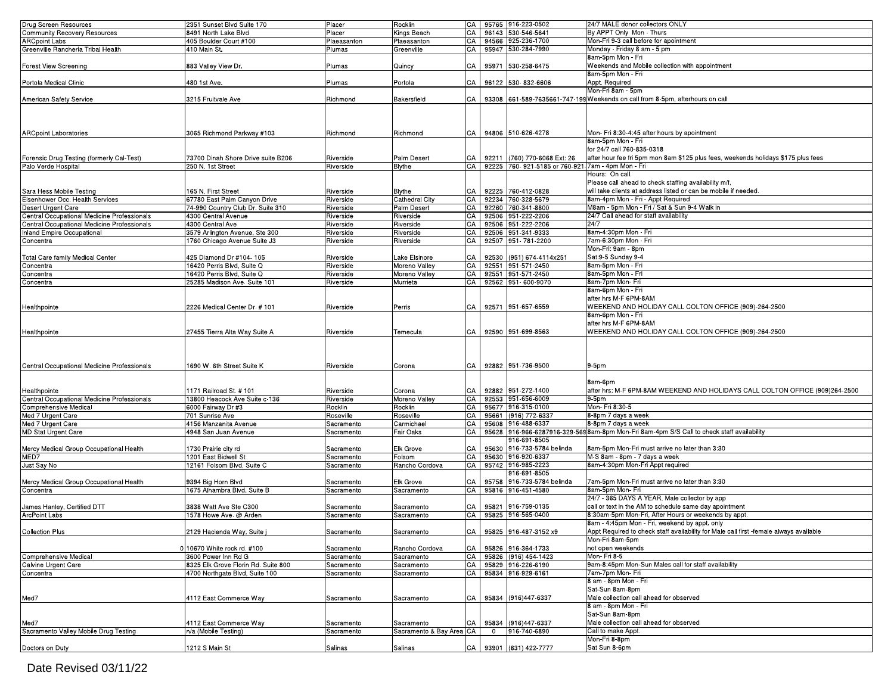| | | | | | | | |
|---|---|---|---|---|---|---|---|
| Drug Screen Resources | 2351 Sunset Blvd Suite 170 | Placer | Rocklin | CA | 95765 | 916-223-0502 | 24/7 MALE donor collectors ONLY |
| Community Recovery Resources | 8491 North Lake Blvd | Placer | Kings Beach | CA | 96143 | 530-546-5641 | By APPT Only Mon - Thurs |
| ARCpoint Labs | 405 Boulder Court #100 | Plaeasanton | Plaeasanton | CA | 94566 | 925-236-1700 | Mon-Fri 9-3 call before for apointment |
| Greenville Rancheria Tribal Health | 410 Main St. | Plumas | Greenville | CA | 95947 | 530-284-7990 | Monday - Friday 8 am - 5 pm |
| Forest View Screening | 883 Valley View Dr. | Plumas | Quincy | CA | 95971 | 530-258-6475 | 8am-5pm Mon - Fri<br>Weekends and Mobile collection with appointment |
| Portola Medical Clinic | 480 1st Ave. | Plumas | Portola | CA | 96122 | 530- 832-6606 | 8am-5pm Mon - Fri<br>Appt. Required |
| American Safety Service | 3215 Fruitvale Ave | Richmond | Bakersfield | CA | 93308 | 661-589-7635661-747-199 | Mon-Fri 8am - 5pm<br>Weekends on call from 8-5pm, afterhours on call |
| ARCpoint Laboratories | 3065 Richmond Parkway #103 | Richmond | Richmond | CA | 94806 | 510-626-4278 | Mon- Fri 8:30-4:45 after hours by apointment |
| Forensic Drug Testing (formerly Cal-Test) | 73700 Dinah Shore Drive suite B206 | Riverside | Palm Desert | CA | 92211 | (760) 770-6068 Ext: 26 | 8am-5pm Mon - Fri<br>for 24/7 call 760-835-0318<br>after hour fee fri 5pm mon 8am $125 plus fees, weekends holidays $175 plus fees |
| Palo Verde Hospital | 250 N. 1st Street | Riverside | Blythe | CA | 92225 | 760- 921-5185 or 760-921 | 7am - 4pm Mon - Fri |
| Sara Hess Mobile Testing | 165 N. First Street | Riverside | Blythe | CA | 92225 | 760-412-0828 | Hours: On call.<br>Please call ahead to check staffing availability m/f,<br>will take clients at address listed or can be mobile if needed. |
| Eisenhower Occ. Health Services | 67780 East Palm Canyon Drive | Riverside | Cathedral City | CA | 92234 | 760-328-5679 | 8am-4pm Mon - Fri - Appt Required |
| Desert Urgent Care | 74-990 Country Club Dr. Suite 310 | Riverside | Palm Desert | CA | 92260 | 760-341-8800 | M8am - 5pm Mon - Fri / Sat & Sun 9-4 Walk in |
| Central Occupational Medicine Professionals | 4300 Central Avenue | Riverside | Riverside | CA | 92506 | 951-222-2206 | 24/7 Call ahead for staff availability |
| Central Occupational Medicine Professionals | 4300 Central Ave | Riverside | Riverside | CA | 92506 | 951-222-2206 | 24/7 |
| Inland Empire Occupational | 3579 Arlington Avenue, Ste 300 | Riverside | Riverside | CA | 92506 | 951-341-9333 | 8am-4:30pm Mon - Fri |
| Concentra | 1760 Chicago Avenue Suite J3 | Riverside | Riverside | CA | 92507 | 951- 781-2200 | 7am-6:30pm Mon - Fri |
| Total Care family Medical Center | 425 Diamond Dr #104- 105 | Riverside | Lake Elsinore | CA | 92530 | (951) 674-4114x251 | Mon-Fri: 9am - 8pm<br>Sat:9-5 Sunday 9-4 |
| Concentra | 16420 Perris Blvd, Suite Q | Riverside | Moreno Valley | CA | 92551 | 951-571-2450 | 8am-5pm Mon - Fri |
| Concentra | 16420 Perris Blvd, Suite Q | Riverside | Moreno Valley | CA | 92551 | 951-571-2450 | 8am-5pm Mon - Fri |
| Concentra | 25285 Madison Ave. Suite 101 | Riverside | Murrieta | CA | 92562 | 951- 600-9070 | 8am-7pm Mon- Fri |
| Healthpointe | 2226 Medical Center Dr. # 101 | Riverside | Perris | CA | 92571 | 951-657-6559 | 8am-6pm Mon - Fri<br>after hrs M-F 6PM-8AM<br>WEEKEND AND HOLIDAY CALL COLTON OFFICE (909)-264-2500 |
| Healthpointe | 27455 Tierra Alta Way Suite A | Riverside | Temecula | CA | 92590 | 951-699-8563 | 8am-6pm Mon - Fri<br>after hrs M-F 6PM-8AM<br>WEEKEND AND HOLIDAY CALL COLTON OFFICE (909)-264-2500 |
| Central Occupational Medicine Professionals | 1690 W. 6th Street Suite K | Riverside | Corona | CA | 92882 | 951-736-9500 | 9-5pm |
| Healthpointe | 1171 Railroad St. # 101 | Riverside | Corona | CA | 92882 | 951-272-1400 | 8am-6pm<br>after hrs: M-F 6PM-8AM WEEKEND AND HOLIDAYS CALL COLTON OFFICE (909)264-2500 |
| Central Occupational Medicine Professionals | 13800 Heacock Ave Suite c-136 | Riverside | Moreno Valley | CA | 92553 | 951-656-6009 | 9-5pm |
| Comprehensive Medical | 6000 Fairway Dr #3 | Rocklin | Rocklin | CA | 95677 | 916-315-0100 | Mon- Fri 8:30-5 |
| Med 7 Urgent Care | 701 Sunrise Ave | Roseville | Roseville | CA | 95661 | (916) 772-6337 | 8-8pm 7 days a week |
| Med 7 Urgent Care | 4156 Manzanita Avenue | Sacramento | Carmichael | CA | 95608 | 916-488-6337 | 8-8pm 7 days a week |
| MD Stat Urgent Care | 4948 San Juan Avenue | Sacramento | Fair Oaks | CA | 95628 | 916-966-6287916-329-569 | 8am-8pm Mon-Fri 8am-4pm S/S Call to check staff availability |
| Mercy Medical Group Occupational Health | 1730 Prairie city rd | Sacramento | Elk Grove | CA | 95630 | 916-691-8505<br>916-733-5784 belinda | 8am-5pm Mon-Fri must arrive no later than 3:30 |
| MED7 | 1201 East Bidwell St | Sacramento | Folsom | CA | 95630 | 916-920-6337 | M-S 8am - 8pm - 7 days a week |
| Just Say No | 12161 Folsom Blvd. Suite C | Sacramento | Rancho Cordova | CA | 95742 | 916-985-2223 | 8am-4:30pm Mon-Fri Appt required |
| Mercy Medical Group Occupational Health | 9394 Big Horn Blvd | Sacramento | Elk Grove | CA | 95758 | 916-691-8505<br>916-733-5784 belinda | 7am-5pm Mon-Fri must arrive no later than 3:30 |
| Concentra | 1675 Alhambra Blvd, Suite B | Sacramento | Sacramento | CA | 95816 | 916-451-4580 | 8am-5pm Mon- Fri |
| James Hanley, Certified DTT | 3838 Watt Ave Ste C300 | Sacramento | Sacramento | CA | 95821 | 916-759-0135 | 24/7 - 365 DAYS A YEAR. Male collector by app<br>call or text in the AM to schedule same day apointment |
| ArcPoint Labs | 1578 Howe Ave. @ Arden | Sacramento | Sacramento | CA | 95825 | 916-565-0400 | 8:30am-5pm Mon-Fri, After Hours or weekends by appt. |
| Collection Plus | 2129 Hacienda Way, Suite j | Sacramento | Sacramento | CA | 95825 | 916-487-3152 x9 | 8am - 4:45pm Mon - Fri, weekend by appt. only<br>Appt Required to check staff availability for Male call first -female always available |
| 0 | 10670 White rock rd. #100 | Sacramento | Rancho Cordova | CA | 95826 | 916-364-1733 | Mon-Fri 8am-5pm<br>not open weekends |
| Comprehensive Medical | 3600 Power Inn Rd G | Sacramento | Sacramento | CA | 95826 | (916) 454-1423 | Mon- Fri 8-5 |
| Calvine Urgent Care | 8325 Elk Grove Florin Rd. Suite 800 | Sacramento | Sacramento | CA | 95829 | 916-226-6190 | 9am-8:45pm Mon-Sun Males call for staff availability |
| Concentra | 4700 Northgate Blvd, Suite 100 | Sacramento | Sacramento | CA | 95834 | 916-929-6161 | 7am-7pm Mon- Fri |
| Med7 | 4112 East Commerce Way | Sacramento | Sacramento | CA | 95834 | (916)447-6337 | 8 am - 8pm Mon - Fri<br>Sat-Sun 8am-8pm<br>Male collection call ahead for observed |
| Med7 | 4112 East Commerce Way | Sacramento | Sacramento | CA | 95834 | (916)447-6337 | 8 am - 8pm Mon - Fri<br>Sat-Sun 8am-8pm<br>Male collection call ahead for observed |
| Sacramento Valley Mobile Drug Testing | n/a (Mobile Testing) | Sacramento | Sacramento & Bay Area | CA | 0 | 916-740-6890 | Call to make Appt. |
| Doctors on Duty | 1212 S Main St | Salinas | Salinas | CA | 93901 | (831) 422-7777 | Mon-Fri 8-8pm<br>Sat Sun 8-6pm |

Date Revised 03/11/22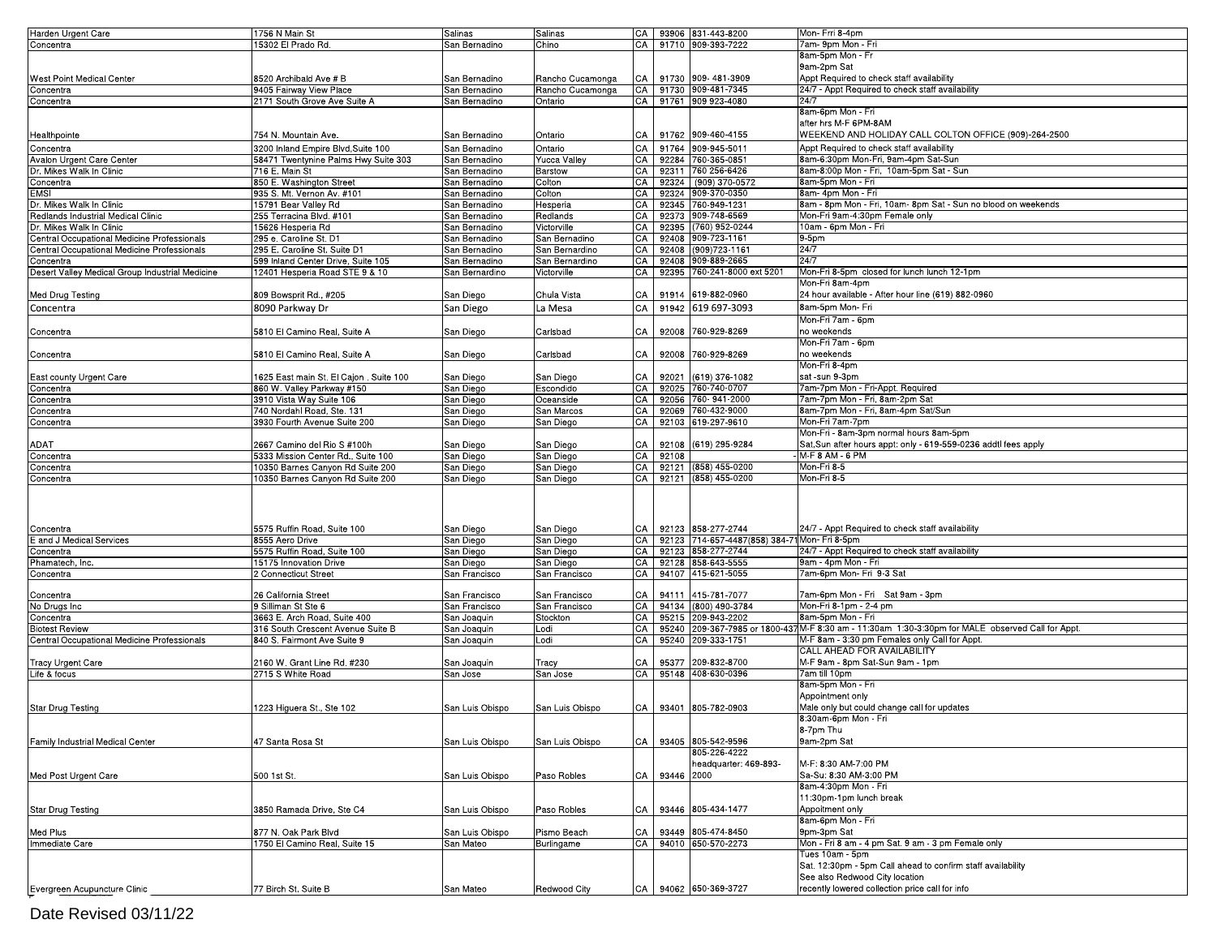| | | | | | | | |
|---|---|---|---|---|---|---|---|
| Harden Urgent Care | 1756 N Main St | Salinas | Salinas | CA | 93906 | 831-443-8200 | Mon- Frri 8-4pm |
| Concentra | 15302 El Prado Rd. | San Bernadino | Chino | CA | 91710 | 909-393-7222 | 7am- 9pm Mon - Fri |
| West Point Medical Center | 8520 Archibald Ave # B | San Bernadino | Rancho Cucamonga | CA | 91730 | 909- 481-3909 | 8am-5pm Mon - Fr<br>9am-2pm Sat<br>Appt Required to check staff availability |
| Concentra | 9405 Fairway View Place | San Bernadino | Rancho Cucamonga | CA | 91730 | 909-481-7345 | 24/7 - Appt Required to check staff availability |
| Concentra | 2171 South Grove Ave Suite A | San Bernadino | Ontario | CA | 91761 | 909 923-4080 | 24/7 |
| Healthpointe | 754 N. Mountain Ave. | San Bernadino | Ontario | CA | 91762 | 909-460-4155 | 8am-6pm Mon - Fri<br>after hrs M-F 6PM-8AM<br>WEEKEND AND HOLIDAY CALL COLTON OFFICE (909)-264-2500 |
| Concentra | 3200 Inland Empire Blvd,Suite 100 | San Bernadino | Ontario | CA | 91764 | 909-945-5011 | Appt Required to check staff availability |
| Avalon Urgent Care Center | 58471 Twentynine Palms Hwy Suite 303 | San Bernadino | Yucca Valley | CA | 92284 | 760-365-0851 | 8am-6:30pm Mon-Fri, 9am-4pm Sat-Sun |
| Dr. Mikes Walk In Clinic | 716 E. Main St | San Bernadino | Barstow | CA | 92311 | 760 256-6426 | 8am-8:00p Mon - Fri, 10am-5pm Sat - Sun |
| Concentra | 850 E. Washington Street | San Bernadino | Colton | CA | 92324 | (909) 370-0572 | 8am-5pm Mon - Fri |
| EMSI | 935 S. Mt. Vernon Av. #101 | San Bernadino | Colton | CA | 92324 | 909-370-0350 | 8am- 4pm Mon - Fri |
| Dr. Mikes Walk In Clinic | 15791 Bear Valley Rd | San Bernadino | Hesperia | CA | 92345 | 760-949-1231 | 8am - 8pm Mon - Fri, 10am- 8pm Sat - Sun no blood on weekends |
| Redlands Industrial Medical Clinic | 255 Terracina Blvd. #101 | San Bernadino | Redlands | CA | 92373 | 909-748-6569 | Mon-Fri 9am-4:30pm Female only |
| Dr. Mikes Walk In Clinic | 15626 Hesperia Rd | San Bernadino | Victorville | CA | 92395 | (760) 952-0244 | 10am - 6pm Mon - Fri |
| Central Occupational Medicine Professionals | 295 e. Caroline St. D1 | San Bernadino | San Bernadino | CA | 92408 | 909-723-1161 | 9-5pm |
| Central Occupational Medicine Professionals | 295 E. Caroline St. Suite D1 | San Bernardino | San Bernardino | CA | 92408 | (909)723-1161 | 24/7 |
| Concentra | 599 Inland Center Drive, Suite 105 | San Bernadino | San Bernardino | CA | 92408 | 909-889-2665 | 24/7 |
| Desert Valley Medical Group Industrial Medicine | 12401 Hesperia Road STE 9 & 10 | San Bernardino | Victorville | CA | 92395 | 760-241-8000 ext 5201 | Mon-Fri 8-5pm closed for lunch lunch 12-1pm |
| Med Drug Testing | 809 Bowsprit Rd., #205 | San Diego | Chula Vista | CA | 91914 | 619-882-0960 | Mon-Fri 8am-4pm<br>24 hour available - After hour line (619) 882-0960 |
| Concentra | 8090 Parkway Dr | San Diego | La Mesa | CA | 91942 | 619 697-3093 | 8am-5pm Mon- Fri |
| Concentra | 5810 El Camino Real, Suite A | San Diego | Carlsbad | CA | 92008 | 760-929-8269 | Mon-Fri 7am - 6pm<br>no weekends |
| Concentra | 5810 El Camino Real, Suite A | San Diego | Carlsbad | CA | 92008 | 760-929-8269 | Mon-Fri 7am - 6pm<br>no weekends |
| East county Urgent Care | 1625 East main St. El Cajon . Suite 100 | San Diego | San Diego | CA | 92021 | (619) 376-1082 | Mon-Fri 8-4pm<br>sat -sun 9-3pm |
| Concentra | 860 W. Valley Parkway #150 | San Diego | Escondido | CA | 92025 | 760-740-0707 | 7am-7pm Mon - Fri-Appt. Required |
| Concentra | 3910 Vista Way Suite 106 | San Diego | Oceanside | CA | 92056 | 760- 941-2000 | 7am-7pm Mon - Fri, 8am-2pm Sat |
| Concentra | 740 Nordahl Road, Ste. 131 | San Diego | San Marcos | CA | 92069 | 760-432-9000 | 8am-7pm Mon - Fri, 8am-4pm Sat/Sun |
| Concentra | 3930 Fourth Avenue Suite 200 | San Diego | San Diego | CA | 92103 | 619-297-9610 | Mon-Fri 7am-7pm |
| ADAT | 2667 Camino del Rio S #100h | San Diego | San Diego | CA | 92108 | (619) 295-9284 | Mon-Fri - 8am-3pm normal hours 8am-5pm<br>Sat,Sun after hours appt: only - 619-559-0236 addtl fees apply |
| Concentra | 5333 Mission Center Rd., Suite 100 | San Diego | San Diego | CA | 92108 | - | M-F 8 AM - 6 PM |
| Concentra | 10350 Barnes Canyon Rd Suite 200 | San Diego | San Diego | CA | 92121 | (858) 455-0200 | Mon-Fri 8-5 |
| Concentra | 10350 Barnes Canyon Rd Suite 200 | San Diego | San Diego | CA | 92121 | (858) 455-0200 | Mon-Fri 8-5 |
| Concentra | 5575 Ruffin Road, Suite 100 | San Diego | San Diego | CA | 92123 | 858-277-2744 | 24/7 - Appt Required to check staff availability |
| E and J Medical Services | 8555 Aero Drive | San Diego | San Diego | CA | 92123 | 714-657-4487(858) 384-71 | Mon- Fri 8-5pm |
| Concentra | 5575 Ruffin Road, Suite 100 | San Diego | San Diego | CA | 92123 | 858-277-2744 | 24/7 - Appt Required to check staff availability |
| Phamatech, Inc. | 15175 Innovation Drive | San Diego | San Diego | CA | 92128 | 858-643-5555 | 9am - 4pm Mon - Fri |
| Concentra | 2 Connecticut Street | San Francisco | San Francisco | CA | 94107 | 415-621-5055 | 7am-6pm Mon- Fri 9-3 Sat |
| Concentra | 26 California Street | San Francisco | San Francisco | CA | 94111 | 415-781-7077 | 7am-6pm Mon - Fri Sat 9am - 3pm |
| No Drugs Inc | 9 Silliman St Ste 6 | San Francisco | San Francisco | CA | 94134 | (800) 490-3784 | Mon-Fri 8-1pm - 2-4 pm |
| Concentra | 3663 E. Arch Road, Suite 400 | San Joaquin | Stockton | CA | 95215 | 209-943-2202 | 8am-5pm Mon - Fri |
| Biotest Review | 316 South Crescent Avenue Suite B | San Joaquin | Lodi | CA | 95240 | 209-367-7985 or 1800-437 | M-F 8:30 am - 11:30am 1:30-3:30pm for MALE observed Call for Appt. |
| Central Occupational Medicine Professionals | 840 S. Fairmont Ave Suite 9 | San Joaquin | Lodi | CA | 95240 | 209-333-1751 | M-F 8am - 3:30 pm Females only Call for Appt. |
| Tracy Urgent Care | 2160 W. Grant Line Rd. #230 | San Joaquin | Tracy | CA | 95377 | 209-832-8700 | CALL AHEAD FOR AVAILABILITY<br>M-F 9am - 8pm Sat-Sun 9am - 1pm |
| Life & focus | 2715 S White Road | San Jose | San Jose | CA | 95148 | 408-630-0396 | 7am till 10pm |
| Star Drug Testing | 1223 Higuera St., Ste 102 | San Luis Obispo | San Luis Obispo | CA | 93401 | 805-782-0903 | 8am-5pm Mon - Fri<br>Appointment only<br>Male only but could change call for updates |
| Family Industrial Medical Center | 47 Santa Rosa St | San Luis Obispo | San Luis Obispo | CA | 93405 | 805-542-9596 | 8:30am-6pm Mon - Fri<br>8-7pm Thu<br>9am-2pm Sat |
| Med Post Urgent Care | 500 1st St. | San Luis Obispo | Paso Robles | CA | 93446 | 805-226-4222<br>headquarter: 469-893-2000 | M-F: 8:30 AM-7:00 PM<br>Sa-Su: 8:30 AM-3:00 PM |
| Star Drug Testing | 3850 Ramada Drive, Ste C4 | San Luis Obispo | Paso Robles | CA | 93446 | 805-434-1477 | 8am-4:30pm Mon - Fri<br>11:30pm-1pm lunch break<br>Appoitment only |
| Med Plus | 877 N. Oak Park Blvd | San Luis Obispo | Pismo Beach | CA | 93449 | 805-474-8450 | 8am-6pm Mon - Fri<br>9pm-3pm Sat |
| Immediate Care | 1750 El Camino Real, Suite 15 | San Mateo | Burlingame | CA | 94010 | 650-570-2273 | Mon - Fri 8 am - 4 pm Sat. 9 am - 3 pm Female only |
| Evergreen Acupuncture Clinic | 77 Birch St. Suite B | San Mateo | Redwood City | CA | 94062 | 650-369-3727 | Tues 10am - 5pm<br>Sat. 12:30pm - 5pm Call ahead to confirm staff availability<br>See also Redwood City location<br>recently lowered collection price call for info |

Date Revised 03/11/22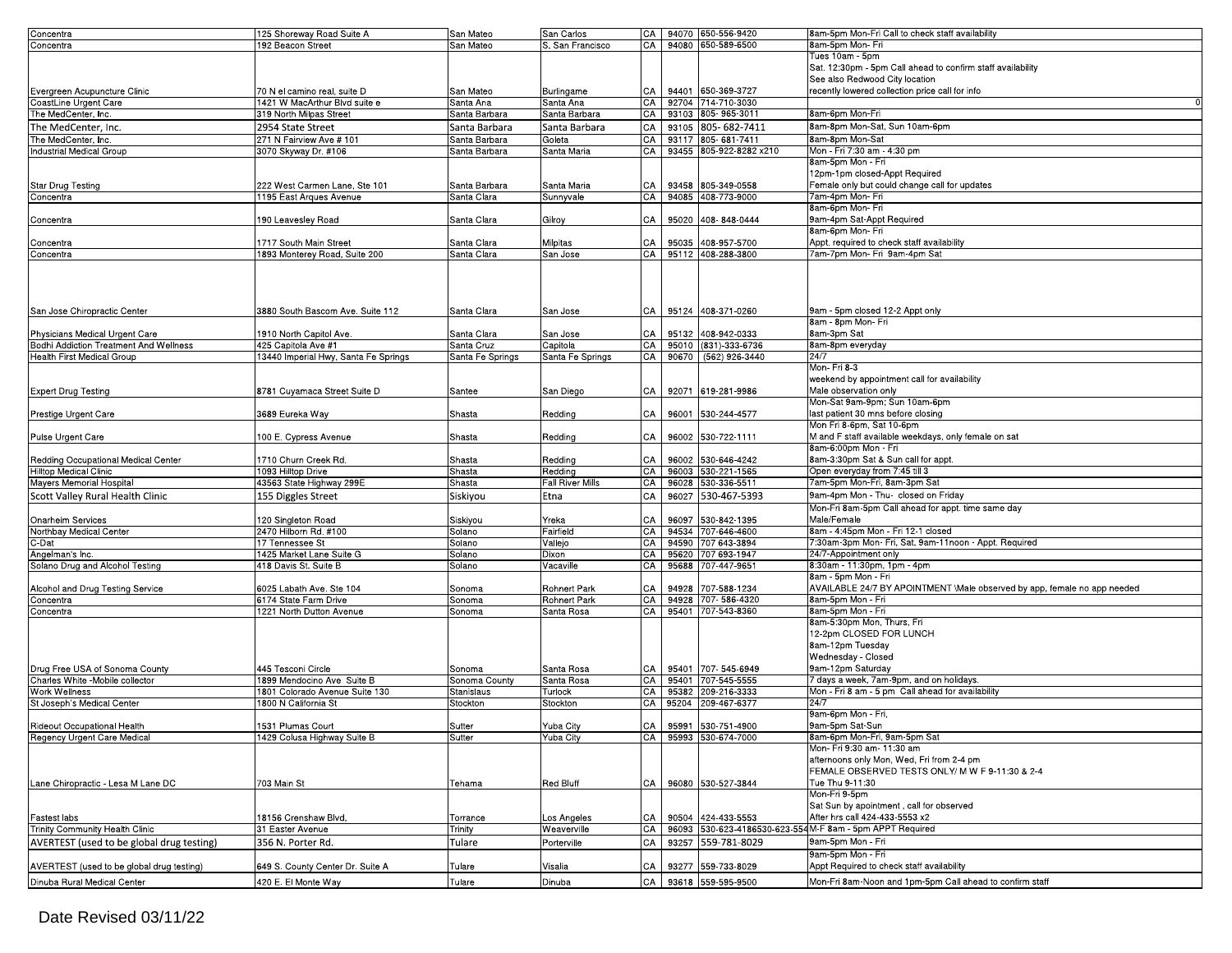| | | | | | | | |
|---|---|---|---|---|---|---|---|
| Concentra | 125 Shoreway Road Suite A | San Mateo | San Carlos | CA | 94070 | 650-556-9420 | 8am-5pm Mon-Fri Call to check staff availability |
| Concentra | 192 Beacon Street | San Mateo | S. San Francisco | CA | 94080 | 650-589-6500 | 8am-5pm Mon- Fri |
| Evergreen Acupuncture Clinic | 70 N el camino real, suite D | San Mateo | Burlingame | CA | 94401 | 650-369-3727 | Tues 10am - 5pm<br>Sat. 12:30pm - 5pm Call ahead to confirm staff availability<br>See also Redwood City location<br>recently lowered collection price call for info |
| CoastLine Urgent Care | 1421 W MacArthur Blvd suite e | Santa Ana | Santa Ana | CA | 92704 | 714-710-3030 | 0 |
| The MedCenter, Inc. | 319 North Milpas Street | Santa Barbara | Santa Barbara | CA | 93103 | 805- 965-3011 | 8am-6pm Mon-Fri |
| The MedCenter, Inc. | 2954 State Street | Santa Barbara | Santa Barbara | CA | 93105 | 805- 682-7411 | 8am-8pm Mon-Sat, Sun 10am-6pm |
| The MedCenter, Inc. | 271 N Fairview Ave # 101 | Santa Barbara | Goleta | CA | 93117 | 805- 681-7411 | 8am-8pm Mon-Sat |
| Industrial Medical Group | 3070 Skyway Dr. #106 | Santa Barbara | Santa Maria | CA | 93455 | 805-922-8282 x210 | Mon - Fri 7:30 am - 4:30 pm |
| Star Drug Testing | 222 West Carmen Lane, Ste 101 | Santa Barbara | Santa Maria | CA | 93458 | 805-349-0558 | 8am-5pm Mon - Fri<br>12pm-1pm closed-Appt Required<br>Female only but could change call for updates |
| Concentra | 1195 East Arques Avenue | Santa Clara | Sunnyvale | CA | 94085 | 408-773-9000 | 7am-4pm Mon- Fri |
| Concentra | 190 Leavesley Road | Santa Clara | Gilroy | CA | 95020 | 408- 848-0444 | 8am-6pm Mon- Fri<br>9am-4pm Sat-Appt Required |
| Concentra | 1717 South Main Street | Santa Clara | Milpitas | CA | 95035 | 408-957-5700 | 8am-6pm Mon- Fri<br>Appt. required to check staff availability |
| Concentra | 1893 Monterey Road, Suite 200 | Santa Clara | San Jose | CA | 95112 | 408-288-3800 | 7am-7pm Mon- Fri 9am-4pm Sat |
| San Jose Chiropractic Center | 3880 South Bascom Ave. Suite 112 | Santa Clara | San Jose | CA | 95124 | 408-371-0260 | 9am - 5pm closed 12-2 Appt only |
| Physicians Medical Urgent Care | 1910 North Capitol Ave. | Santa Clara | San Jose | CA | 95132 | 408-942-0333 | 8am - 8pm Mon- Fri<br>8am-3pm Sat |
| Bodhi Addiction Treatment And Wellness | 425 Capitola Ave #1 | Santa Cruz | Capitola | CA | 95010 | (831)-333-6736 | 8am-8pm everyday |
| Health First Medical Group | 13440 Imperial Hwy, Santa Fe Springs | Santa Fe Springs | Santa Fe Springs | CA | 90670 | (562) 926-3440 | 24/7 |
| Expert Drug Testing | 8781 Cuyamaca Street Suite D | Santee | San Diego | CA | 92071 | 619-281-9986 | Mon- Fri 8-3<br>weekend by appointment call for availability<br>Male observation only |
| Prestige Urgent Care | 3689 Eureka Way | Shasta | Redding | CA | 96001 | 530-244-4577 | Mon-Sat 9am-9pm; Sun 10am-6pm<br>last patient 30 mns before closing |
| Pulse Urgent Care | 100 E. Cypress Avenue | Shasta | Redding | CA | 96002 | 530-722-1111 | Mon Fri 8-6pm, Sat 10-6pm<br>M and F staff available weekdays, only female on sat |
| Redding Occupational Medical Center | 1710 Churn Creek Rd. | Shasta | Redding | CA | 96002 | 530-646-4242 | 8am-6:00pm Mon - Fri<br>8am-3:30pm Sat & Sun call for appt. |
| Hilltop Medical Clinic | 1093 Hilltop Drive | Shasta | Redding | CA | 96003 | 530-221-1565 | Open everyday from 7:45 till 3 |
| Mayers Memorial Hospital | 43563 State Highway 299E | Shasta | Fall River Mills | CA | 96028 | 530-336-5511 | 7am-5pm Mon-Fri, 8am-3pm Sat |
| Scott Valley Rural Health Clinic | 155 Diggles Street | Siskiyou | Etna | CA | 96027 | 530-467-5393 | 9am-4pm Mon - Thu- closed on Friday |
| Onarheim Services | 120 Singleton Road | Siskiyou | Yreka | CA | 96097 | 530-842-1395 | Mon-Fri 8am-5pm Call ahead for appt. time same day<br>Male/Female |
| Northbay Medical Center | 2470 Hilborn Rd. #100 | Solano | Fairfield | CA | 94534 | 707-646-4600 | 8am - 4:45pm Mon - Fri 12-1 closed |
| C-Dat | 17 Tennessee St | Solano | Vallejo | CA | 94590 | 707 643-3894 | 7:30am-3pm Mon- Fri, Sat. 9am-11noon - Appt. Required |
| Angelman's Inc. | 1425 Market Lane Suite G | Solano | Dixon | CA | 95620 | 707 693-1947 | 24/7-Appointment only |
| Solano Drug and Alcohol Testing | 418 Davis St. Suite B | Solano | Vacaville | CA | 95688 | 707-447-9651 | 8:30am - 11:30pm, 1pm - 4pm |
| Alcohol and Drug Testing Service | 6025 Labath Ave. Ste 104 | Sonoma | Rohnert Park | CA | 94928 | 707-588-1234 | 8am - 5pm Mon - Fri<br>AVAILABLE 24/7 BY APOINTMENT \Male observed by app, female no app needed |
| Concentra | 6174 State Farm Drive | Sonoma | Rohnert Park | CA | 94928 | 707- 586-4320 | 8am-5pm Mon - Fri |
| Concentra | 1221 North Dutton Avenue | Sonoma | Santa Rosa | CA | 95401 | 707-543-8360 | 8am-5pm Mon - Fri |
| Drug Free USA of Sonoma County | 445 Tesconi Circle | Sonoma | Santa Rosa | CA | 95401 | 707- 545-6949 | 8am-5:30pm Mon, Thurs, Fri<br>12-2pm CLOSED FOR LUNCH<br>8am-12pm Tuesday<br>Wednesday - Closed<br>9am-12pm Saturday |
| Charles White -Mobile collector | 1899 Mendocino Ave Suite B | Sonoma County | Santa Rosa | CA | 95401 | 707-545-5555 | 7 days a week, 7am-9pm, and on holidays. |
| Work Wellness | 1801 Colorado Avenue Suite 130 | Stanislaus | Turlock | CA | 95382 | 209-216-3333 | Mon - Fri 8 am - 5 pm Call ahead for availability |
| St Joseph's Medical Center | 1800 N California St | Stockton | Stockton | CA | 95204 | 209-467-6377 | 24/7 |
| Rideout Occupational Health | 1531 Plumas Court | Sutter | Yuba City | CA | 95991 | 530-751-4900 | 9am-6pm Mon - Fri,<br>9am-5pm Sat-Sun |
| Regency Urgent Care Medical | 1429 Colusa Highway Suite B | Sutter | Yuba City | CA | 95993 | 530-674-7000 | 8am-6pm Mon-Fri, 9am-5pm Sat |
| Lane Chiropractic - Lesa M Lane DC | 703 Main St | Tehama | Red Bluff | CA | 96080 | 530-527-3844 | Mon- Fri 9:30 am- 11:30 am<br>afternoons only Mon, Wed, Fri from 2-4 pm<br>FEMALE OBSERVED TESTS ONLY/ M W F 9-11:30 & 2-4<br>Tue Thu 9-11:30 |
| Fastest labs | 18156 Crenshaw Blvd, | Torrance | Los Angeles | CA | 90504 | 424-433-5553 | Mon-Fri 9-5pm<br>Sat Sun by apointment , call for observed<br>After hrs call 424-433-5553 x2 |
| Trinity Community Health Clinic | 31 Easter Avenue | Trinity | Weaverville | CA | 96093 | 530-623-4186530-623-554 | M-F 8am - 5pm APPT Required |
| AVERTEST (used to be global drug testing) | 356 N. Porter Rd. | Tulare | Porterville | CA | 93257 | 559-781-8029 | 9am-5pm Mon - Fri |
| AVERTEST (used to be global drug testing) | 649 S. County Center Dr. Suite A | Tulare | Visalia | CA | 93277 | 559-733-8029 | 9am-5pm Mon - Fri<br>Appt Required to check staff availability |
| Dinuba Rural Medical Center | 420 E. El Monte Way | Tulare | Dinuba | CA | 93618 | 559-595-9500 | Mon-Fri 8am-Noon and 1pm-5pm Call ahead to confirm staff |

Date Revised 03/11/22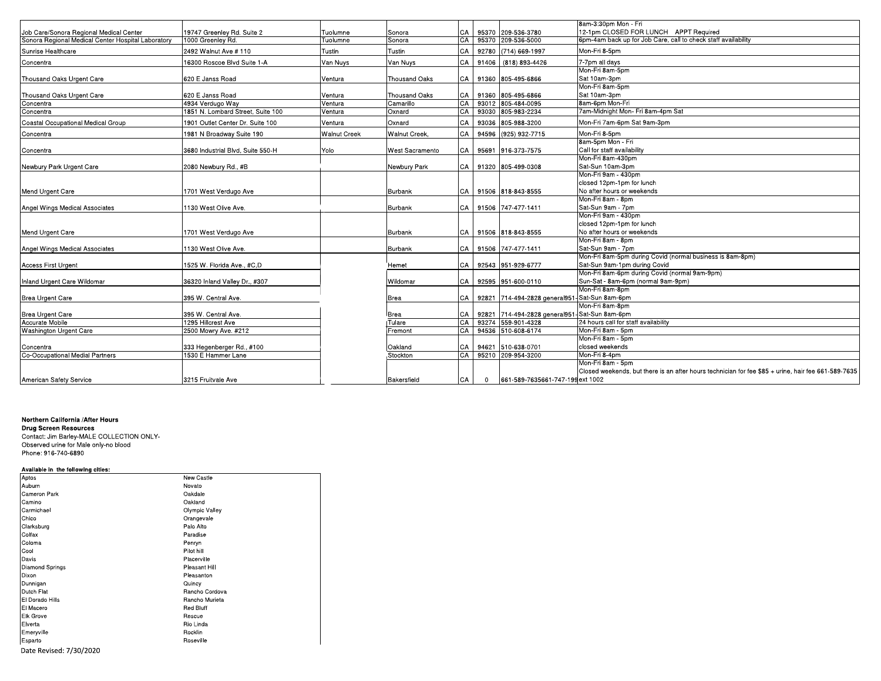| | | | | | | | |
|---|---|---|---|---|---|---|---|
| Job Care/Sonora Regional Medical Center | 19747 Greenley Rd. Suite 2 | Tuolumne | Sonora | CA | 95370 | 209-536-3780 | 8am-3:30pm Mon - Fri<br>12-1pm CLOSED FOR LUNCH APPT Required |
| Sonora Regional Medical Center Hospital Laboratory | 1000 Greenley Rd. | Tuolumne | Sonora | CA | 95370 | 209-536-5000 | 6pm-4am back up for Job Care, call to check staff availability |
| Sunrise Healthcare | 2492 Walnut Ave # 110 | Tustin | Tustin | CA | 92780 | (714) 669-1997 | Mon-Fri 8-5pm |
| Concentra | 16300 Roscoe Blvd Suite 1-A | Van Nuys | Van Nuys | CA | 91406 | (818) 893-4426 | 7-7pm all days |
| Thousand Oaks Urgent Care | 620 E Janss Road | Ventura | Thousand Oaks | CA | 91360 | 805-495-6866 | Mon-Fri 8am-5pm<br>Sat 10am-3pm |
| Thousand Oaks Urgent Care | 620 E Janss Road | Ventura | Thousand Oaks | CA | 91360 | 805-495-6866 | Mon-Fri 8am-5pm<br>Sat 10am-3pm |
| Concentra | 4934 Verdugo Way | Ventura | Camarillo | CA | 93012 | 805-484-0095 | 8am-6pm Mon-Fri |
| Concentra | 1851 N. Lombard Street, Suite 100 | Ventura | Oxnard | CA | 93030 | 805-983-2234 | 7am-Midnight Mon- Fri 8am-4pm Sat |
| Coastal Occupational Medical Group | 1901 Outlet Center Dr. Suite 100 | Ventura | Oxnard | CA | 93036 | 805-988-3200 | Mon-Fri 7am-6pm Sat 9am-3pm |
| Concentra | 1981 N Broadway Suite 190 | Walnut Creek | Walnut Creek, | CA | 94596 | (925) 932-7715 | Mon-Fri 8-5pm |
| Concentra | 3680 Industrial Blvd, Suite 550-H | Yolo | West Sacramento | CA | 95691 | 916-373-7575 | 8am-5pm Mon - Fri<br>Call for staff availability |
| Newbury Park Urgent Care | 2080 Newbury Rd., #B | | Newbury Park | CA | 91320 | 805-499-0308 | Mon-Fri 8am-430pm<br>Sat-Sun 10am-3pm |
| Mend Urgent Care | 1701 West Verdugo Ave | | Burbank | CA | 91506 | 818-843-8555 | Mon-Fri 9am - 430pm<br>closed 12pm-1pm for lunch<br>No after hours or weekends |
| Angel Wings Medical Associates | 1130 West Olive Ave. | | Burbank | CA | 91506 | 747-477-1411 | Mon-Fri 8am - 8pm<br>Sat-Sun 9am - 7pm |
| Mend Urgent Care | 1701 West Verdugo Ave | | Burbank | CA | 91506 | 818-843-8555 | Mon-Fri 9am - 430pm<br>closed 12pm-1pm for lunch<br>No after hours or weekends |
| Angel Wings Medical Associates | 1130 West Olive Ave. | | Burbank | CA | 91506 | 747-477-1411 | Mon-Fri 8am - 8pm<br>Sat-Sun 9am - 7pm |
| Access First Urgent | 1525 W. Florida Ave., #C,D | | Hemet | CA | 92543 | 951-929-6777 | Mon-Fri 8am-5pm during Covid (normal business is 8am-8pm)<br>Sat-Sun 9am-1pm during Covid |
| Inland Urgent Care Wildomar | 36320 Inland Valley Dr., #307 | | Wildomar | CA | 92595 | 951-600-0110 | Mon-Fri 8am-6pm during Covid (normal 9am-9pm)<br>Sun-Sat - 8am-6pm (normal 9am-9pm) |
| Brea Urgent Care | 395 W. Central Ave. | | Brea | CA | 92821 | 714-494-2828 general951- | Mon-Fri 8am-8pm<br>Sat-Sun 8am-6pm |
| Brea Urgent Care | 395 W. Central Ave. | | Brea | CA | 92821 | 714-494-2828 general951- | Mon-Fri 8am-8pm<br>Sat-Sun 8am-6pm |
| Accurate Mobile | 1295 Hillcrest Ave | | Tulare | CA | 93274 | 559-901-4328 | 24 hours call for staff availability |
| Washington Urgent Care | 2500 Mowry Ave. #212 | | Fremont | CA | 94536 | 510-608-6174 | Mon-Fri 8am - 5pm |
| Concentra | 333 Hegenberger Rd., #100 | | Oakland | CA | 94621 | 510-638-0701 | Mon-Fri 8am - 5pm<br>closed weekends |
| Co-Occupational Medial Partners | 1530 E Hammer Lane | | Stockton | CA | 95210 | 209-954-3200 | Mon-Fri 8-4pm |
| American Safety Service | 3215 Fruitvale Ave | | Bakersfield | CA | 0 | 661-589-7635661-747-199 | Mon-Fri 8am - 5pm<br>Closed weekends, but there is an after hours technician for fee $85 + urine, hair fee 661-589-7635<br>ext 1002 |

**Northern California /After Hours**
**Drug Screen Resources**
Contact: Jim Barley-MALE COLLECTION ONLY-
Observed urine for Male only-no blood
Phone: 916-740-6890

**Available in the following cities:**

| | |
|---|---|
| Aptos | New Castle |
| Auburn | Novato |
| Cameron Park | Oakdale |
| Camino | Oakland |
| Carmichael | Olympic Valley |
| Chico | Orangevale |
| Clarksburg | Palo Alto |
| Colfax | Paradise |
| Coloma | Penryn |
| Cool | Pilot hill |
| Davis | Placerville |
| Diamond Springs | Pleasant Hill |
| Dixon | Pleasanton |
| Dunnigan | Quincy |
| Dutch Flat | Rancho Cordova |
| El Dorado Hills | Rancho Murieta |
| El Macero | Red Bluff |
| Elk Grove | Rescue |
| Elverta | Rio Linda |
| Emeryville | Rocklin |
| Esparto | Roseville |

Date Revised: 7/30/2020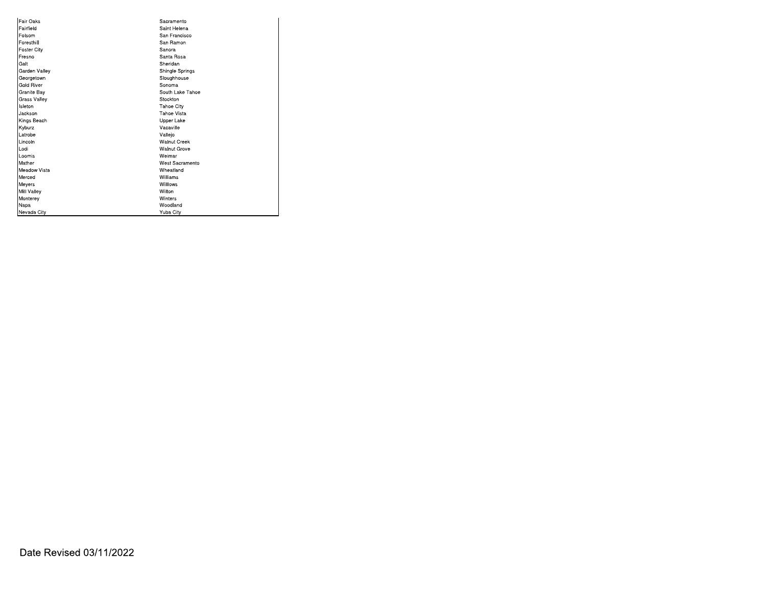| | |
|---|---|
| Fair Oaks | Sacramento |
| Fairfield | Saint Helena |
| Folsom | San Francisco |
| Foresthill | San Ramon |
| Foster City | Sanora |
| Fresno | Santa Rosa |
| Galt | Sheridan |
| Garden Valley | Shingle Springs |
| Georgetown | Sloughhouse |
| Gold River | Sonoma |
| Granite Bay | South Lake Tahoe |
| Grass Valley | Stockton |
| Isleton | Tahoe City |
| Jackson | Tahoe Vista |
| Kings Beach | Upper Lake |
| Kyburz | Vacaville |
| Latrobe | Vallejo |
| Lincoln | Walnut Creek |
| Lodi | Walnut Grove |
| Loomis | Weimar |
| Mather | West Sacramento |
| Meadow Vista | Wheatland |
| Merced | Williams |
| Meyers | Willlows |
| Mill Valley | Wilton |
| Monterey | Winters |
| Napa | Woodland |
| Nevada City | Yuba City |

Date Revised 03/11/2022